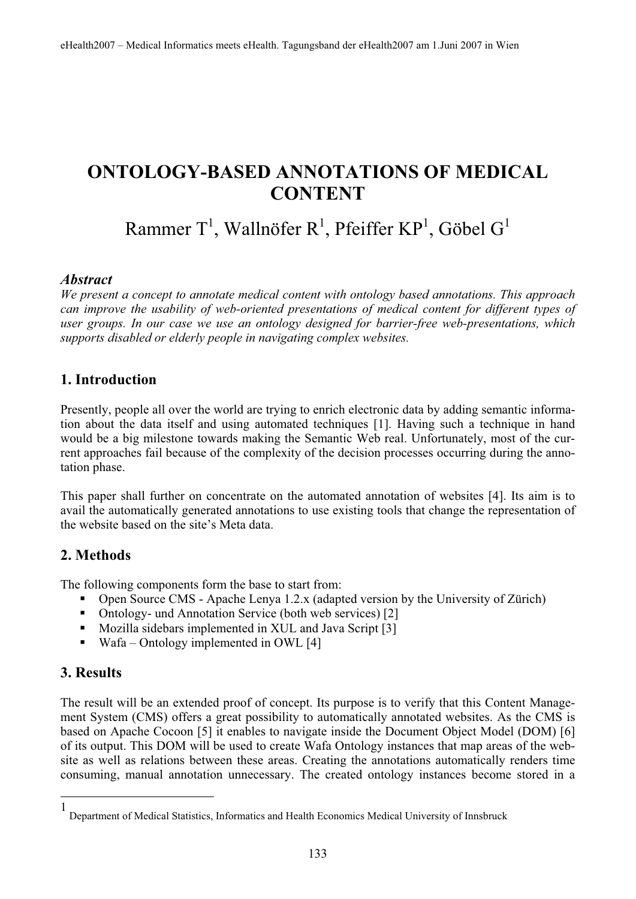# ONTOLOGY-BASED ANNOTATIONS OF MEDICAL CONTENT

Rammer T[1], Wallnöfer R[1], Pfeiffer KP[1], Göbel G[1]

### *Abstract*

*We present a concept to annotate medical content with ontology based annotations. This approach can improve the usability of web-oriented presentations of medical content for different types of user groups. In our case we use an ontology designed for barrier-free web-presentations, which supports disabled or elderly people in navigating complex websites.*

## 1. Introduction

Presently, people all over the world are trying to enrich electronic data by adding semantic information about the data itself and using automated techniques [1]. Having such a technique in hand would be a big milestone towards making the Semantic Web real. Unfortunately, most of the current approaches fail because of the complexity of the decision processes occurring during the annotation phase.

This paper shall further on concentrate on the automated annotation of websites [4]. Its aim is to avail the automatically generated annotations to use existing tools that change the representation of the website based on the site's Meta data.

## 2. Methods

The following components form the base to start from:

- Open Source CMS - Apache Lenya 1.2.x (adapted version by the University of Zürich)
- Ontology- und Annotation Service (both web services) [2]
- Mozilla sidebars implemented in XUL and Java Script [3]
- Wafa – Ontology implemented in OWL [4]

## 3. Results

The result will be an extended proof of concept. Its purpose is to verify that this Content Management System (CMS) offers a great possibility to automatically annotated websites. As the CMS is based on Apache Cocoon [5] it enables to navigate inside the Document Object Model (DOM) [6] of its output. This DOM will be used to create Wafa Ontology instances that map areas of the website as well as relations between these areas. Creating the annotations automatically renders time consuming, manual annotation unnecessary. The created ontology instances become stored in a

---

[1] Department of Medical Statistics, Informatics and Health Economics Medical University of Innsbruck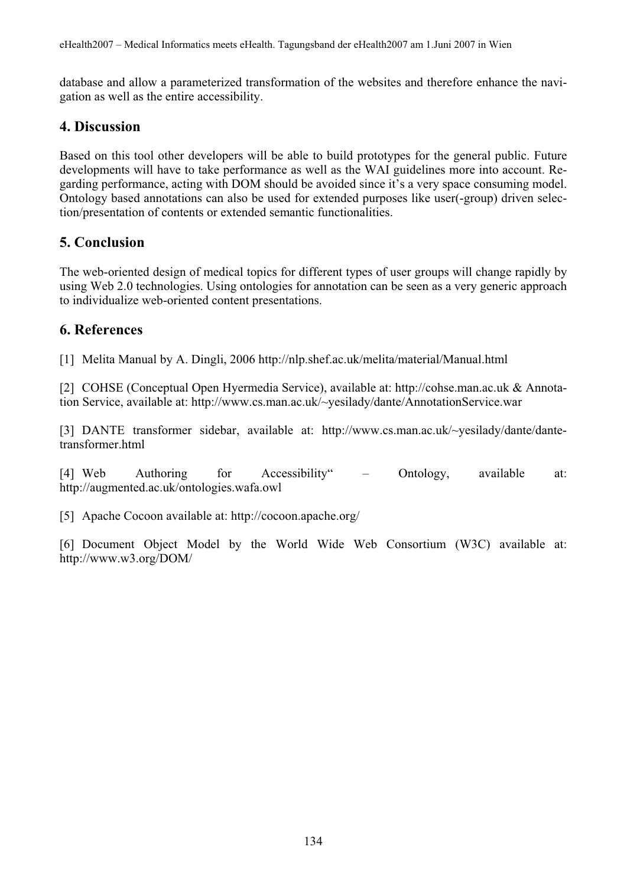database and allow a parameterized transformation of the websites and therefore enhance the navigation as well as the entire accessibility.

## 4. Discussion

Based on this tool other developers will be able to build prototypes for the general public. Future developments will have to take performance as well as the WAI guidelines more into account. Regarding performance, acting with DOM should be avoided since it's a very space consuming model. Ontology based annotations can also be used for extended purposes like user(-group) driven selection/presentation of contents or extended semantic functionalities.

## 5. Conclusion

The web-oriented design of medical topics for different types of user groups will change rapidly by using Web 2.0 technologies. Using ontologies for annotation can be seen as a very generic approach to individualize web-oriented content presentations.

## 6. References

[1] Melita Manual by A. Dingli, 2006 http://nlp.shef.ac.uk/melita/material/Manual.html

[2] COHSE (Conceptual Open Hyermedia Service), available at: http://cohse.man.ac.uk & Annotation Service, available at: http://www.cs.man.ac.uk/~yesilady/dante/AnnotationService.war

[3] DANTE transformer sidebar, available at: http://www.cs.man.ac.uk/~yesilady/dante/dante-transformer.html

[4] Web Authoring for Accessibility" – Ontology, available at: http://augmented.ac.uk/ontologies.wafa.owl

[5] Apache Cocoon available at: http://cocoon.apache.org/

[6] Document Object Model by the World Wide Web Consortium (W3C) available at: http://www.w3.org/DOM/